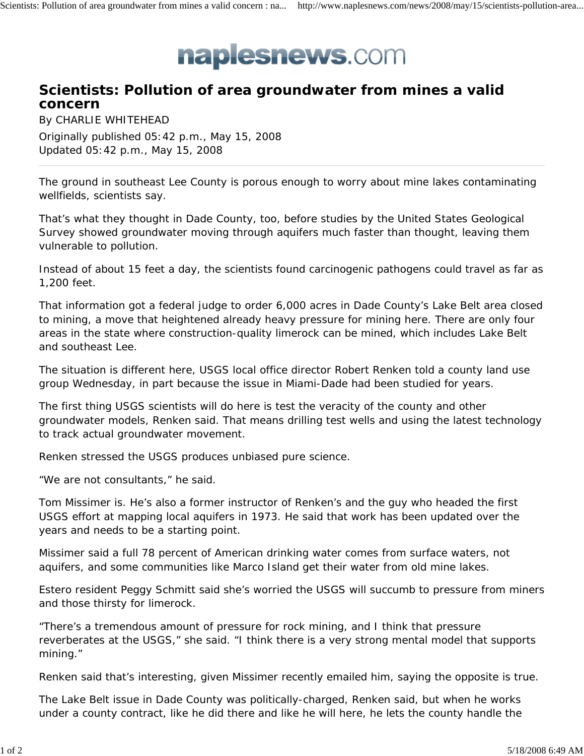naplesnews.com

# Scientists: Pollution of area groundwater from mines a valid concern

By CHARLIE WHITEHEAD

Originally published 05:42 p.m., May 15, 2008
Updated 05:42 p.m., May 15, 2008

The ground in southeast Lee County is porous enough to worry about mine lakes contaminating wellfields, scientists say.

That's what they thought in Dade County, too, before studies by the United States Geological Survey showed groundwater moving through aquifers much faster than thought, leaving them vulnerable to pollution.

Instead of about 15 feet a day, the scientists found carcinogenic pathogens could travel as far as 1,200 feet.

That information got a federal judge to order 6,000 acres in Dade County's Lake Belt area closed to mining, a move that heightened already heavy pressure for mining here. There are only four areas in the state where construction-quality limerock can be mined, which includes Lake Belt and southeast Lee.

The situation is different here, USGS local office director Robert Renken told a county land use group Wednesday, in part because the issue in Miami-Dade had been studied for years.

The first thing USGS scientists will do here is test the veracity of the county and other groundwater models, Renken said. That means drilling test wells and using the latest technology to track actual groundwater movement.

Renken stressed the USGS produces unbiased pure science.

"We are not consultants," he said.

Tom Missimer is. He's also a former instructor of Renken's and the guy who headed the first USGS effort at mapping local aquifers in 1973. He said that work has been updated over the years and needs to be a starting point.

Missimer said a full 78 percent of American drinking water comes from surface waters, not aquifers, and some communities like Marco Island get their water from old mine lakes.

Estero resident Peggy Schmitt said she's worried the USGS will succumb to pressure from miners and those thirsty for limerock.

"There's a tremendous amount of pressure for rock mining, and I think that pressure reverberates at the USGS," she said. "I think there is a very strong mental model that supports mining."

Renken said that's interesting, given Missimer recently emailed him, saying the opposite is true.

The Lake Belt issue in Dade County was politically-charged, Renken said, but when he works under a county contract, like he did there and like he will here, he lets the county handle the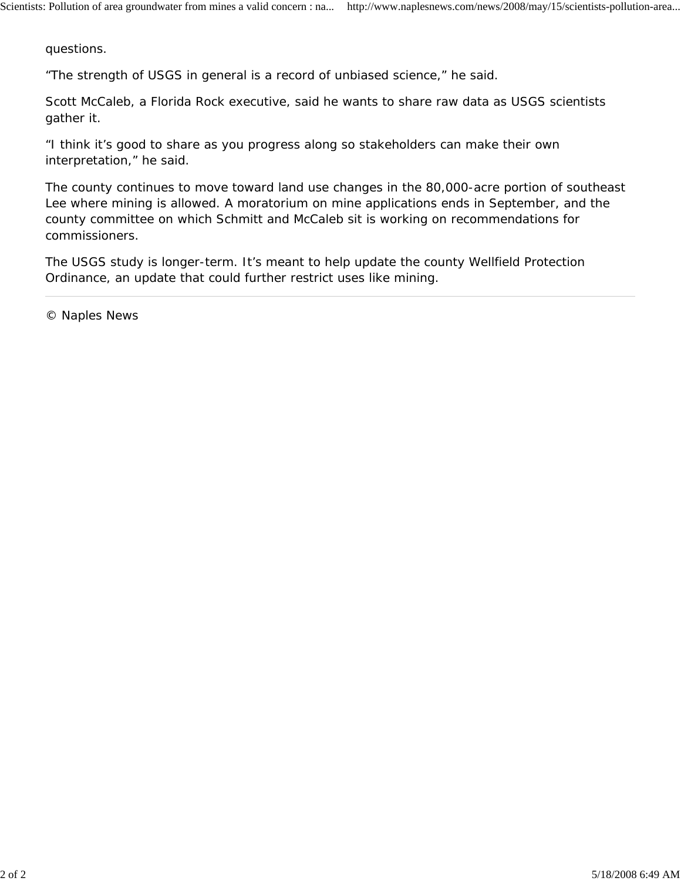questions.

“The strength of USGS in general is a record of unbiased science,” he said.

Scott McCaleb, a Florida Rock executive, said he wants to share raw data as USGS scientists gather it.

“I think it’s good to share as you progress along so stakeholders can make their own interpretation,” he said.

The county continues to move toward land use changes in the 80,000-acre portion of southeast Lee where mining is allowed. A moratorium on mine applications ends in September, and the county committee on which Schmitt and McCaleb sit is working on recommendations for commissioners.

The USGS study is longer-term. It’s meant to help update the county Wellfield Protection Ordinance, an update that could further restrict uses like mining.

---

© Naples News